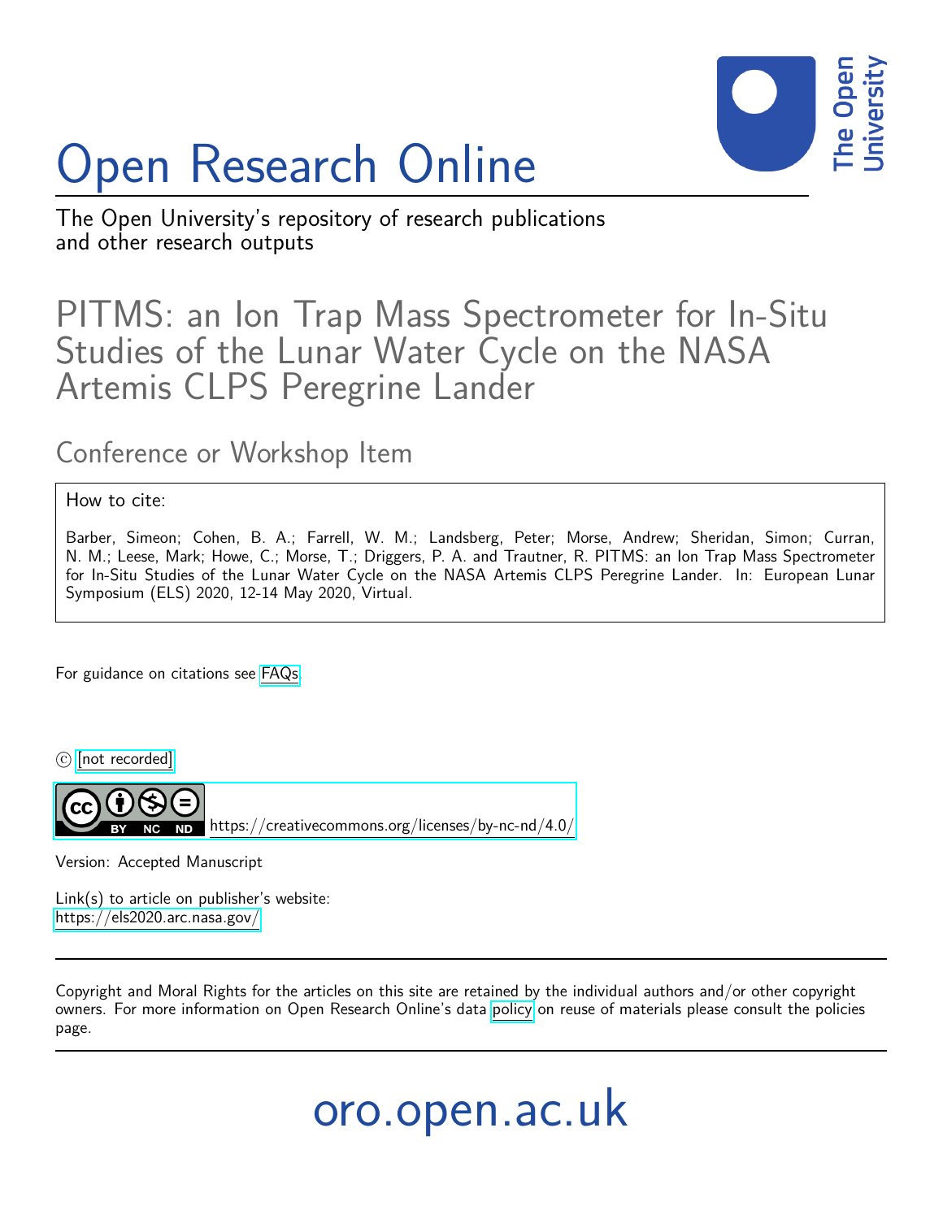# Open Research Online

The Open University's repository of research publications and other research outputs

## PITMS: an Ion Trap Mass Spectrometer for In-Situ Studies of the Lunar Water Cycle on the NASA Artemis CLPS Peregrine Lander

### Conference or Workshop Item

How to cite:

Barber, Simeon; Cohen, B. A.; Farrell, W. M.; Landsberg, Peter; Morse, Andrew; Sheridan, Simon; Curran, N. M.; Leese, Mark; Howe, C.; Morse, T.; Driggers, P. A. and Trautner, R. PITMS: an Ion Trap Mass Spectrometer for In-Situ Studies of the Lunar Water Cycle on the NASA Artemis CLPS Peregrine Lander. In: European Lunar Symposium (ELS) 2020, 12-14 May 2020, Virtual.

For guidance on citations see FAQs.

© [not recorded]

https://creativecommons.org/licenses/by-nc-nd/4.0/

Version: Accepted Manuscript

Link(s) to article on publisher's website:
https://els2020.arc.nasa.gov/

Copyright and Moral Rights for the articles on this site are retained by the individual authors and/or other copyright owners. For more information on Open Research Online's data policy on reuse of materials please consult the policies page.

oro.open.ac.uk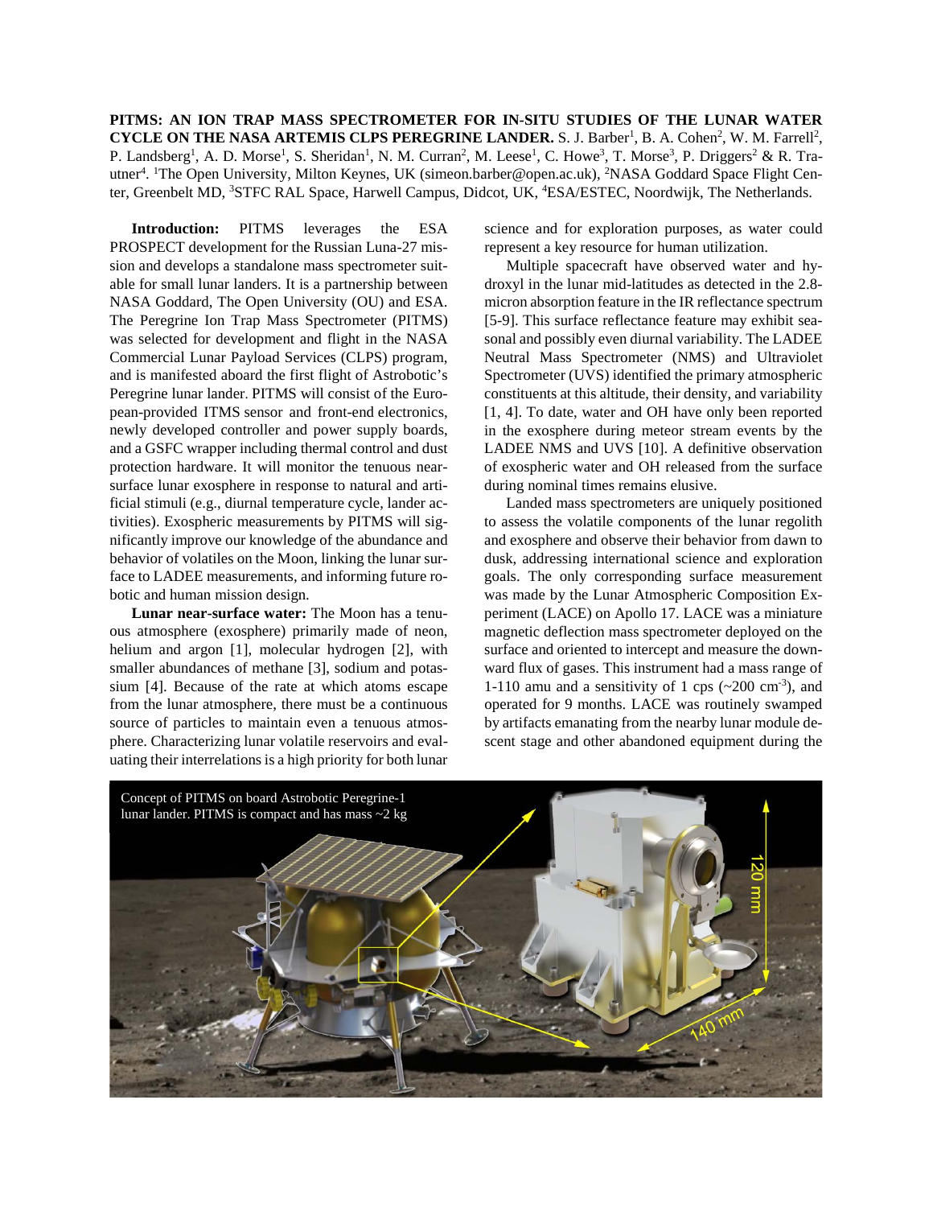**PITMS: AN ION TRAP MASS SPECTROMETER FOR IN-SITU STUDIES OF THE LUNAR WATER CYCLE ON THE NASA ARTEMIS CLPS PEREGRINE LANDER.** S. J. Barber[1], B. A. Cohen[2], W. M. Farrell[2], P. Landsberg[1], A. D. Morse[1], S. Sheridan[1], N. M. Curran[2], M. Leese[1], C. Howe[3], T. Morse[3], P. Driggers[2] & R. Trautner[4]. [1]The Open University, Milton Keynes, UK (simeon.barber@open.ac.uk), [2]NASA Goddard Space Flight Center, Greenbelt MD, [3]STFC RAL Space, Harwell Campus, Didcot, UK, [4]ESA/ESTEC, Noordwijk, The Netherlands.

**Introduction:** PITMS leverages the ESA PROSPECT development for the Russian Luna-27 mission and develops a standalone mass spectrometer suitable for small lunar landers. It is a partnership between NASA Goddard, The Open University (OU) and ESA. The Peregrine Ion Trap Mass Spectrometer (PITMS) was selected for development and flight in the NASA Commercial Lunar Payload Services (CLPS) program, and is manifested aboard the first flight of Astrobotic's Peregrine lunar lander. PITMS will consist of the European-provided ITMS sensor and front-end electronics, newly developed controller and power supply boards, and a GSFC wrapper including thermal control and dust protection hardware. It will monitor the tenuous near-surface lunar exosphere in response to natural and artificial stimuli (e.g., diurnal temperature cycle, lander activities). Exospheric measurements by PITMS will significantly improve our knowledge of the abundance and behavior of volatiles on the Moon, linking the lunar surface to LADEE measurements, and informing future robotic and human mission design.

**Lunar near-surface water:** The Moon has a tenuous atmosphere (exosphere) primarily made of neon, helium and argon [1], molecular hydrogen [2], with smaller abundances of methane [3], sodium and potassium [4]. Because of the rate at which atoms escape from the lunar atmosphere, there must be a continuous source of particles to maintain even a tenuous atmosphere. Characterizing lunar volatile reservoirs and evaluating their interrelations is a high priority for both lunar science and for exploration purposes, as water could represent a key resource for human utilization.

Multiple spacecraft have observed water and hydroxyl in the lunar mid-latitudes as detected in the 2.8-micron absorption feature in the IR reflectance spectrum [5-9]. This surface reflectance feature may exhibit seasonal and possibly even diurnal variability. The LADEE Neutral Mass Spectrometer (NMS) and Ultraviolet Spectrometer (UVS) identified the primary atmospheric constituents at this altitude, their density, and variability [1, 4]. To date, water and OH have only been reported in the exosphere during meteor stream events by the LADEE NMS and UVS [10]. A definitive observation of exospheric water and OH released from the surface during nominal times remains elusive.

Landed mass spectrometers are uniquely positioned to assess the volatile components of the lunar regolith and exosphere and observe their behavior from dawn to dusk, addressing international science and exploration goals. The only corresponding surface measurement was made by the Lunar Atmospheric Composition Experiment (LACE) on Apollo 17. LACE was a miniature magnetic deflection mass spectrometer deployed on the surface and oriented to intercept and measure the downward flux of gases. This instrument had a mass range of 1-110 amu and a sensitivity of 1 cps (~200 $cm^{-3}$), and operated for 9 months. LACE was routinely swamped by artifacts emanating from the nearby lunar module descent stage and other abandoned equipment during the

Concept of PITMS on board Astrobotic Peregrine-1 lunar lander. PITMS is compact and has mass ~2 kg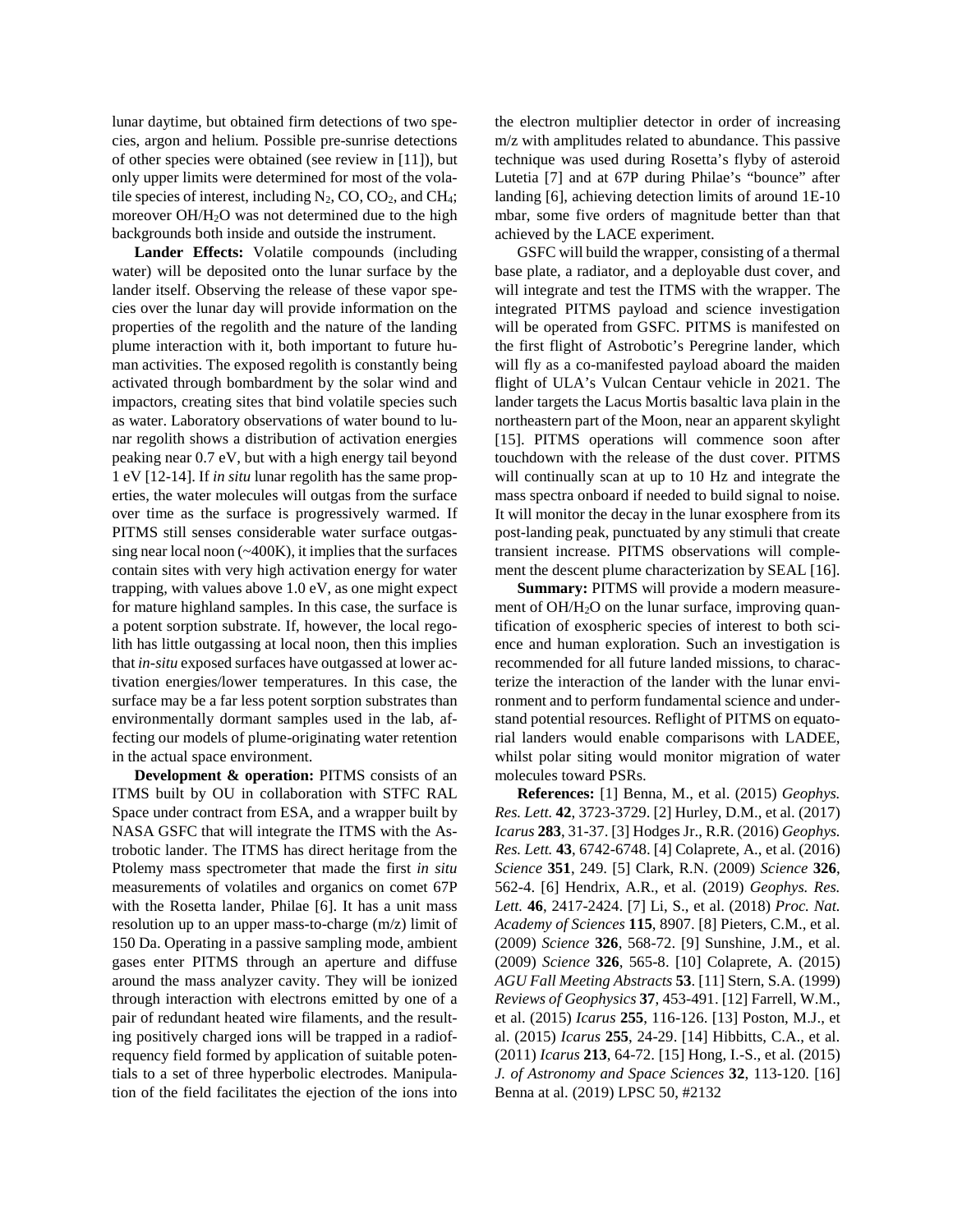lunar daytime, but obtained firm detections of two species, argon and helium. Possible pre-sunrise detections of other species were obtained (see review in [11]), but only upper limits were determined for most of the volatile species of interest, including $N_2$, CO, $CO_2$, and $CH_4$; moreover OH/$H_2O$ was not determined due to the high backgrounds both inside and outside the instrument.

**Lander Effects:** Volatile compounds (including water) will be deposited onto the lunar surface by the lander itself. Observing the release of these vapor species over the lunar day will provide information on the properties of the regolith and the nature of the landing plume interaction with it, both important to future human activities. The exposed regolith is constantly being activated through bombardment by the solar wind and impactors, creating sites that bind volatile species such as water. Laboratory observations of water bound to lunar regolith shows a distribution of activation energies peaking near 0.7 eV, but with a high energy tail beyond 1 eV [12-14]. If *in situ* lunar regolith has the same properties, the water molecules will outgas from the surface over time as the surface is progressively warmed. If PITMS still senses considerable water surface outgassing near local noon (~400K), it implies that the surfaces contain sites with very high activation energy for water trapping, with values above 1.0 eV, as one might expect for mature highland samples. In this case, the surface is a potent sorption substrate. If, however, the local regolith has little outgassing at local noon, then this implies that *in-situ* exposed surfaces have outgassed at lower activation energies/lower temperatures. In this case, the surface may be a far less potent sorption substrates than environmentally dormant samples used in the lab, affecting our models of plume-originating water retention in the actual space environment.

**Development & operation:** PITMS consists of an ITMS built by OU in collaboration with STFC RAL Space under contract from ESA, and a wrapper built by NASA GSFC that will integrate the ITMS with the Astrobotic lander. The ITMS has direct heritage from the Ptolemy mass spectrometer that made the first *in situ* measurements of volatiles and organics on comet 67P with the Rosetta lander, Philae [6]. It has a unit mass resolution up to an upper mass-to-charge (m/z) limit of 150 Da. Operating in a passive sampling mode, ambient gases enter PITMS through an aperture and diffuse around the mass analyzer cavity. They will be ionized through interaction with electrons emitted by one of a pair of redundant heated wire filaments, and the resulting positively charged ions will be trapped in a radiofrequency field formed by application of suitable potentials to a set of three hyperbolic electrodes. Manipulation of the field facilitates the ejection of the ions into the electron multiplier detector in order of increasing m/z with amplitudes related to abundance. This passive technique was used during Rosetta's flyby of asteroid Lutetia [7] and at 67P during Philae's "bounce" after landing [6], achieving detection limits of around 1E-10 mbar, some five orders of magnitude better than that achieved by the LACE experiment.

GSFC will build the wrapper, consisting of a thermal base plate, a radiator, and a deployable dust cover, and will integrate and test the ITMS with the wrapper. The integrated PITMS payload and science investigation will be operated from GSFC. PITMS is manifested on the first flight of Astrobotic's Peregrine lander, which will fly as a co-manifested payload aboard the maiden flight of ULA's Vulcan Centaur vehicle in 2021. The lander targets the Lacus Mortis basaltic lava plain in the northeastern part of the Moon, near an apparent skylight [15]. PITMS operations will commence soon after touchdown with the release of the dust cover. PITMS will continually scan at up to 10 Hz and integrate the mass spectra onboard if needed to build signal to noise. It will monitor the decay in the lunar exosphere from its post-landing peak, punctuated by any stimuli that create transient increase. PITMS observations will complement the descent plume characterization by SEAL [16].

**Summary:** PITMS will provide a modern measurement of OH/$H_2O$ on the lunar surface, improving quantification of exospheric species of interest to both science and human exploration. Such an investigation is recommended for all future landed missions, to characterize the interaction of the lander with the lunar environment and to perform fundamental science and understand potential resources. Reflight of PITMS on equatorial landers would enable comparisons with LADEE, whilst polar siting would monitor migration of water molecules toward PSRs.

**References:** [1] Benna, M., et al. (2015) *Geophys. Res. Lett.* **42**, 3723-3729. [2] Hurley, D.M., et al. (2017) *Icarus* **283**, 31-37. [3] Hodges Jr., R.R. (2016) *Geophys. Res. Lett.* **43**, 6742-6748. [4] Colaprete, A., et al. (2016) *Science* **351**, 249. [5] Clark, R.N. (2009) *Science* **326**, 562-4. [6] Hendrix, A.R., et al. (2019) *Geophys. Res. Lett.* **46**, 2417-2424. [7] Li, S., et al. (2018) *Proc. Nat. Academy of Sciences* **115**, 8907. [8] Pieters, C.M., et al. (2009) *Science* **326**, 568-72. [9] Sunshine, J.M., et al. (2009) *Science* **326**, 565-8. [10] Colaprete, A. (2015) *AGU Fall Meeting Abstracts* **53**. [11] Stern, S.A. (1999) *Reviews of Geophysics* **37**, 453-491. [12] Farrell, W.M., et al. (2015) *Icarus* **255**, 116-126. [13] Poston, M.J., et al. (2015) *Icarus* **255**, 24-29. [14] Hibbitts, C.A., et al. (2011) *Icarus* **213**, 64-72. [15] Hong, I.-S., et al. (2015) *J. of Astronomy and Space Sciences* **32**, 113-120. [16] Benna at al. (2019) LPSC 50, #2132